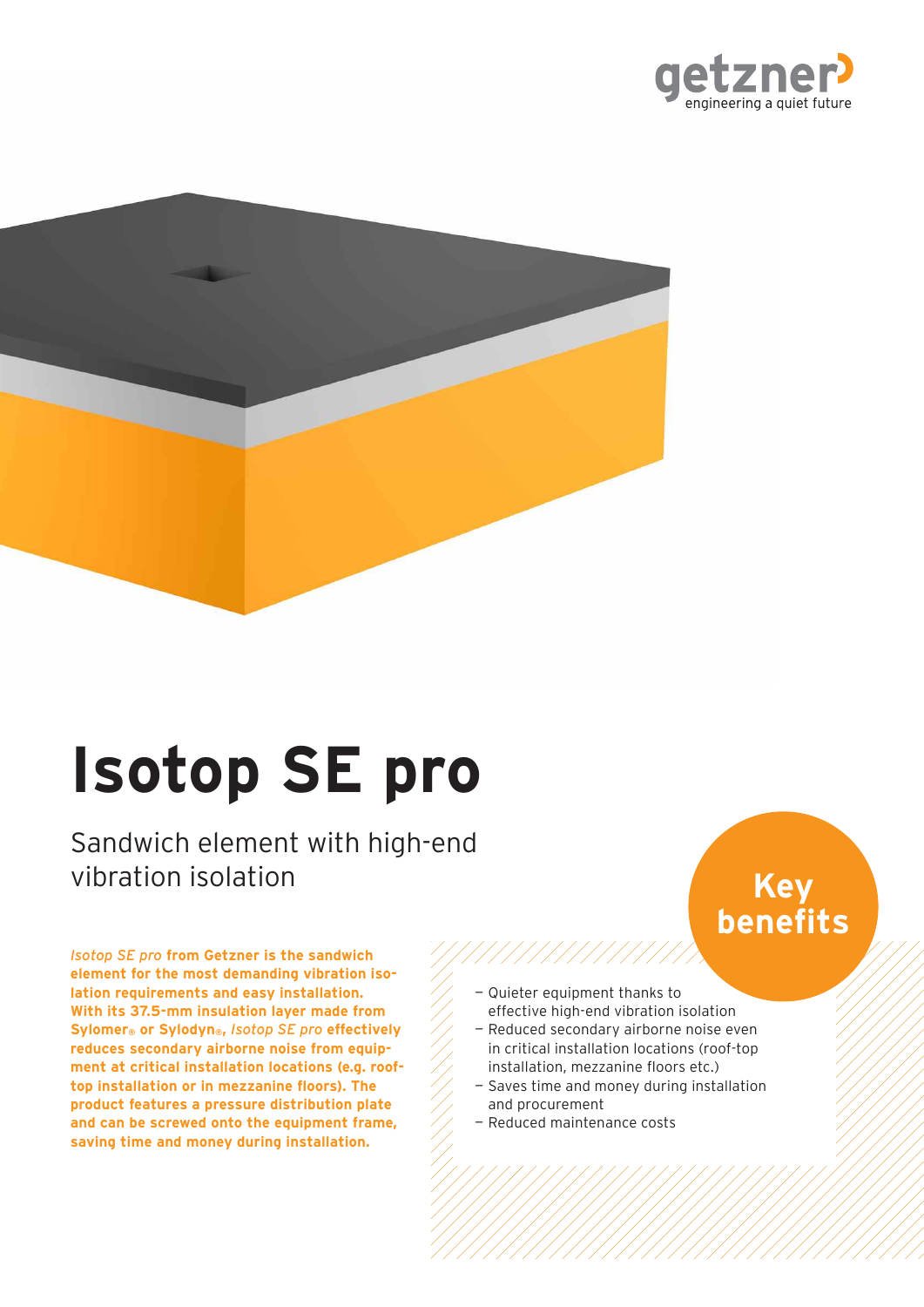getzner
engineering a quiet future

# Isotop SE pro

## Sandwich element with high-end vibration isolation

***Isotop SE pro* from Getzner is the sandwich element for the most demanding vibration isolation requirements and easy installation. With its 37.5-mm insulation layer made from Sylomer® or Sylodyn®, *Isotop SE pro* effectively reduces secondary airborne noise from equipment at critical installation locations (e.g. roof-top installation or in mezzanine floors). The product features a pressure distribution plate and can be screwed onto the equipment frame, saving time and money during installation.**

### Key benefits

- Quieter equipment thanks to effective high-end vibration isolation
- Reduced secondary airborne noise even in critical installation locations (roof-top installation, mezzanine floors etc.)
- Saves time and money during installation and procurement
- Reduced maintenance costs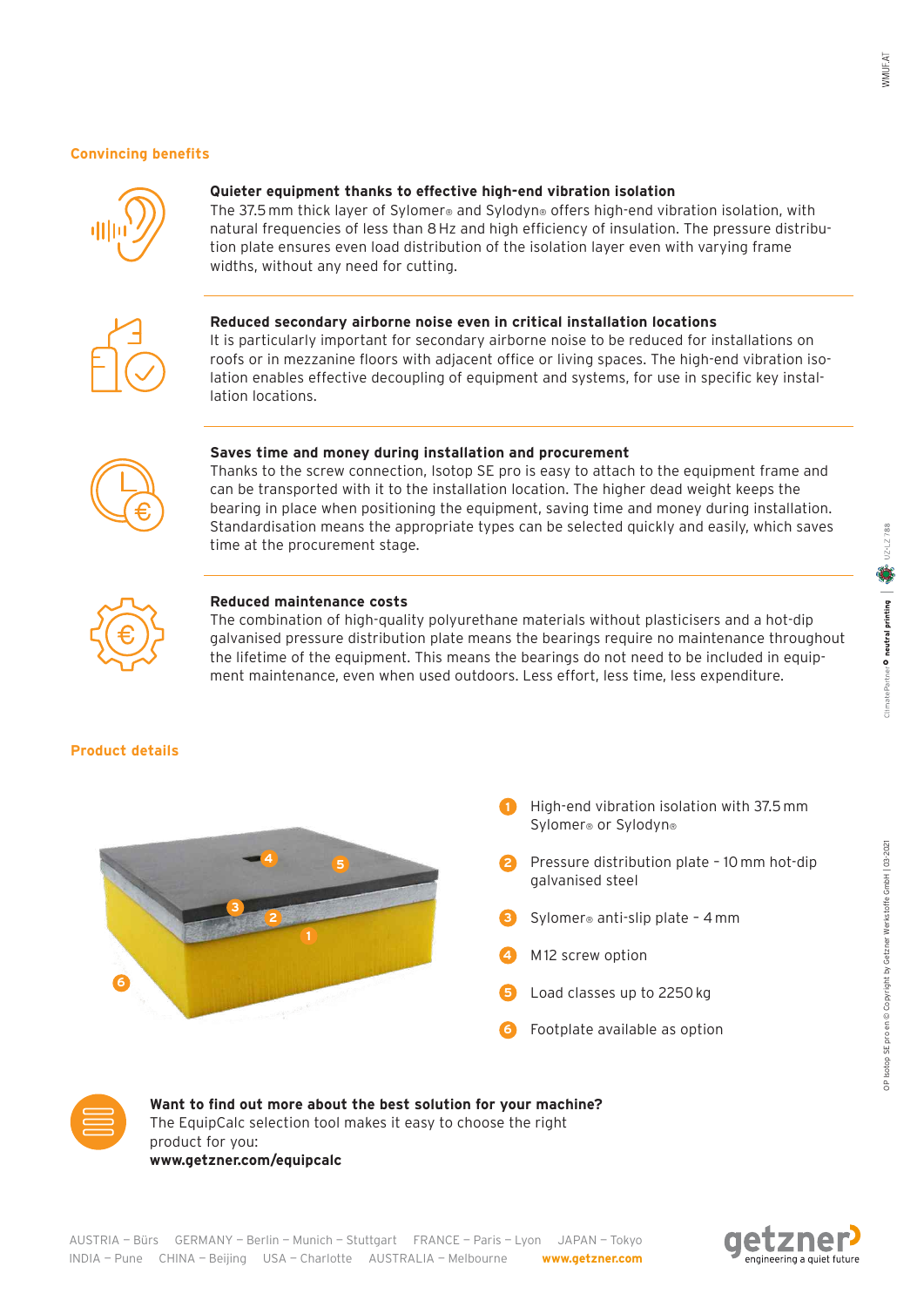## Convincing benefits

**Quieter equipment thanks to effective high-end vibration isolation**
The 37.5 mm thick layer of Sylomer® and Sylodyn® offers high-end vibration isolation, with natural frequencies of less than 8 Hz and high efficiency of insulation. The pressure distribution plate ensures even load distribution of the isolation layer even with varying frame widths, without any need for cutting.

**Reduced secondary airborne noise even in critical installation locations**
It is particularly important for secondary airborne noise to be reduced for installations on roofs or in mezzanine floors with adjacent office or living spaces. The high-end vibration isolation enables effective decoupling of equipment and systems, for use in specific key installation locations.

**Saves time and money during installation and procurement**
Thanks to the screw connection, Isotop SE pro is easy to attach to the equipment frame and can be transported with it to the installation location. The higher dead weight keeps the bearing in place when positioning the equipment, saving time and money during installation. Standardisation means the appropriate types can be selected quickly and easily, which saves time at the procurement stage.

**Reduced maintenance costs**
The combination of high-quality polyurethane materials without plasticisers and a hot-dip galvanised pressure distribution plate means the bearings require no maintenance throughout the lifetime of the equipment. This means the bearings do not need to be included in equipment maintenance, even when used outdoors. Less effort, less time, less expenditure.

## Product details

1. High-end vibration isolation with 37.5 mm Sylomer® or Sylodyn®
2. Pressure distribution plate – 10 mm hot-dip galvanised steel
3. Sylomer® anti-slip plate – 4 mm
4. M12 screw option
5. Load classes up to 2250 kg
6. Footplate available as option

**Want to find out more about the best solution for your machine?**
The EquipCalc selection tool makes it easy to choose the right product for you:
**www.getzner.com/equipcalc**

AUSTRIA – Bürs GERMANY – Berlin – Munich – Stuttgart FRANCE – Paris – Lyon JAPAN – Tokyo
INDIA – Pune CHINA – Beijing USA – Charlotte AUSTRALIA – Melbourne **www.getzner.com**

getzner engineering a quiet future

OP Isotop SE pro en © Copyright by Getzner Werkstoffe GmbH | 03-2021